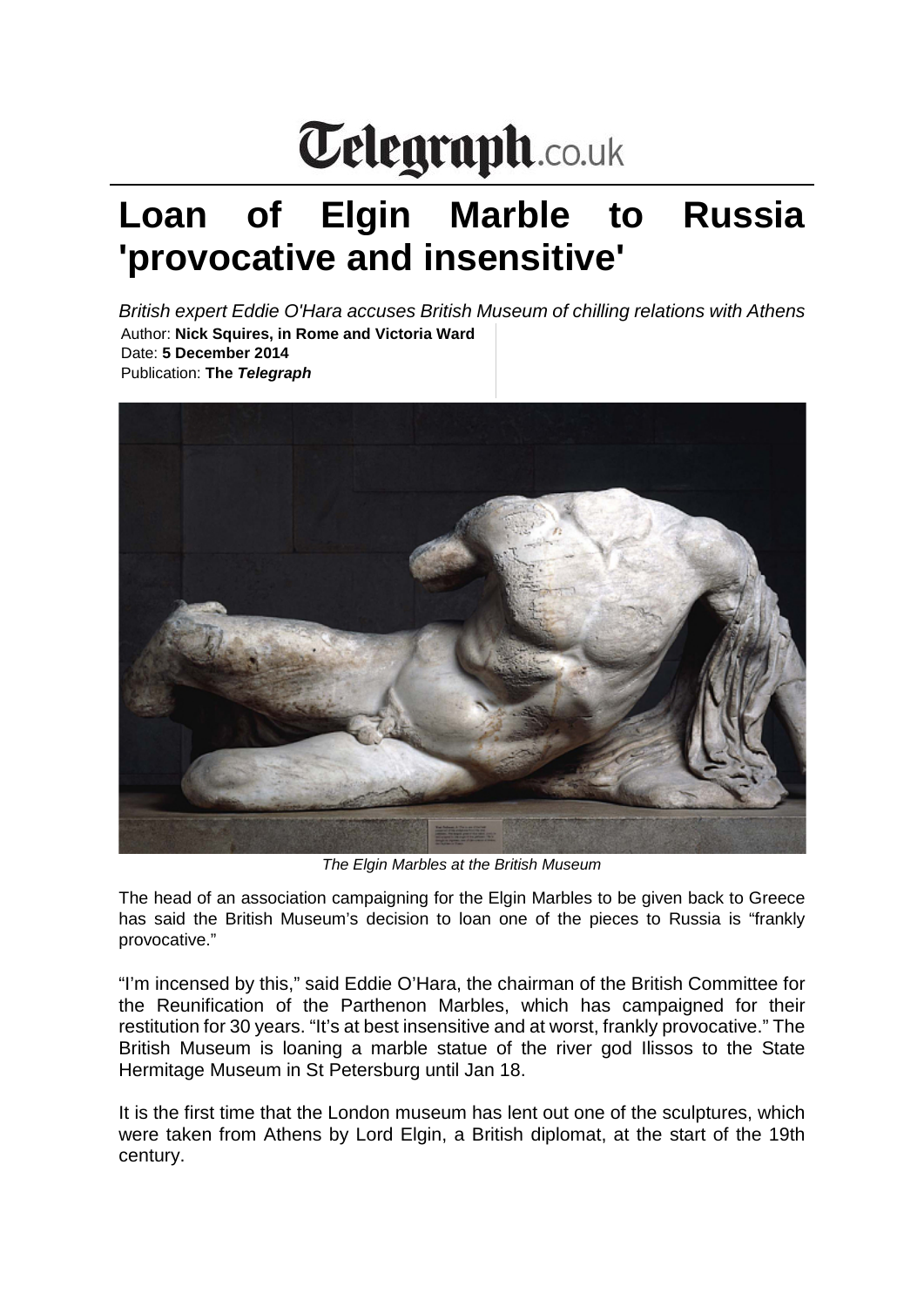Telegraph.co.uk

# Loan of Elgin Marble to Russia 'provocative and insensitive'

*British expert Eddie O'Hara accuses British Museum of chilling relations with Athens*

Author: **Nick Squires, in Rome and Victoria Ward**
Date: **5 December 2014**
Publication: **The *Telegraph***

*The Elgin Marbles at the British Museum*

The head of an association campaigning for the Elgin Marbles to be given back to Greece has said the British Museum's decision to loan one of the pieces to Russia is "frankly provocative."

"I'm incensed by this," said Eddie O'Hara, the chairman of the British Committee for the Reunification of the Parthenon Marbles, which has campaigned for their restitution for 30 years. "It's at best insensitive and at worst, frankly provocative." The British Museum is loaning a marble statue of the river god Ilissos to the State Hermitage Museum in St Petersburg until Jan 18.

It is the first time that the London museum has lent out one of the sculptures, which were taken from Athens by Lord Elgin, a British diplomat, at the start of the 19th century.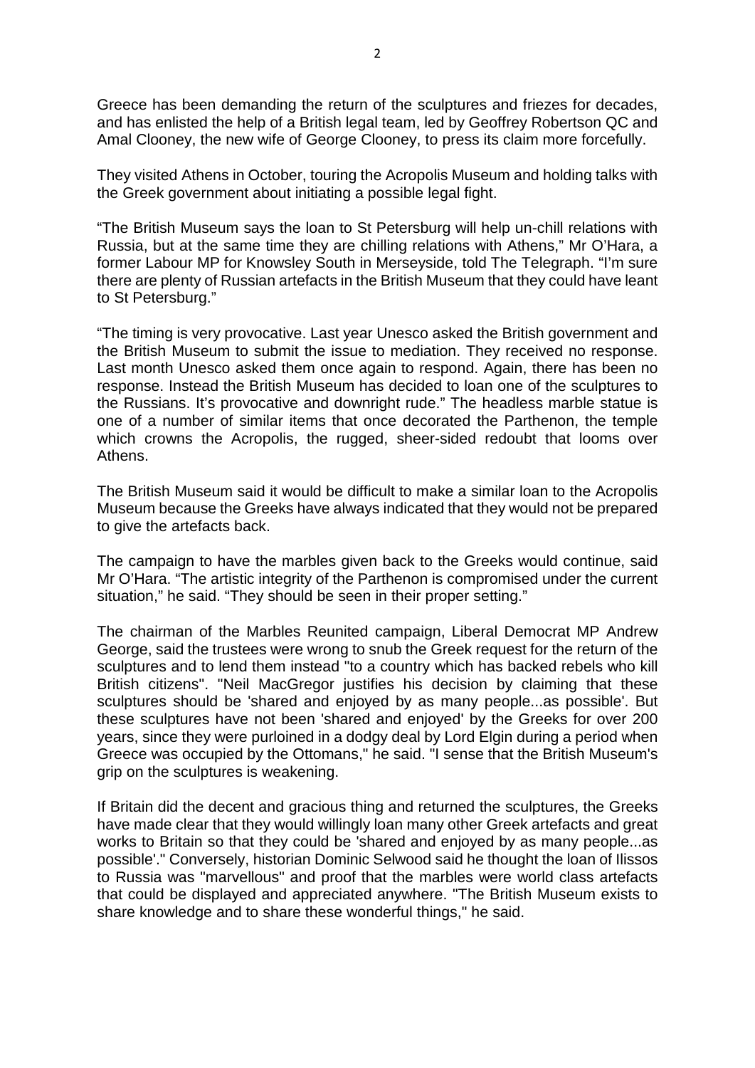Greece has been demanding the return of the sculptures and friezes for decades, and has enlisted the help of a British legal team, led by Geoffrey Robertson QC and Amal Clooney, the new wife of George Clooney, to press its claim more forcefully.

They visited Athens in October, touring the Acropolis Museum and holding talks with the Greek government about initiating a possible legal fight.

"The British Museum says the loan to St Petersburg will help un-chill relations with Russia, but at the same time they are chilling relations with Athens," Mr O'Hara, a former Labour MP for Knowsley South in Merseyside, told The Telegraph. "I'm sure there are plenty of Russian artefacts in the British Museum that they could have leant to St Petersburg."

"The timing is very provocative. Last year Unesco asked the British government and the British Museum to submit the issue to mediation. They received no response. Last month Unesco asked them once again to respond. Again, there has been no response. Instead the British Museum has decided to loan one of the sculptures to the Russians. It's provocative and downright rude." The headless marble statue is one of a number of similar items that once decorated the Parthenon, the temple which crowns the Acropolis, the rugged, sheer-sided redoubt that looms over Athens.

The British Museum said it would be difficult to make a similar loan to the Acropolis Museum because the Greeks have always indicated that they would not be prepared to give the artefacts back.

The campaign to have the marbles given back to the Greeks would continue, said Mr O'Hara. "The artistic integrity of the Parthenon is compromised under the current situation," he said. "They should be seen in their proper setting."

The chairman of the Marbles Reunited campaign, Liberal Democrat MP Andrew George, said the trustees were wrong to snub the Greek request for the return of the sculptures and to lend them instead "to a country which has backed rebels who kill British citizens". "Neil MacGregor justifies his decision by claiming that these sculptures should be 'shared and enjoyed by as many people...as possible'. But these sculptures have not been 'shared and enjoyed' by the Greeks for over 200 years, since they were purloined in a dodgy deal by Lord Elgin during a period when Greece was occupied by the Ottomans," he said. "I sense that the British Museum's grip on the sculptures is weakening.

If Britain did the decent and gracious thing and returned the sculptures, the Greeks have made clear that they would willingly loan many other Greek artefacts and great works to Britain so that they could be 'shared and enjoyed by as many people...as possible'." Conversely, historian Dominic Selwood said he thought the loan of Ilissos to Russia was "marvellous" and proof that the marbles were world class artefacts that could be displayed and appreciated anywhere. "The British Museum exists to share knowledge and to share these wonderful things," he said.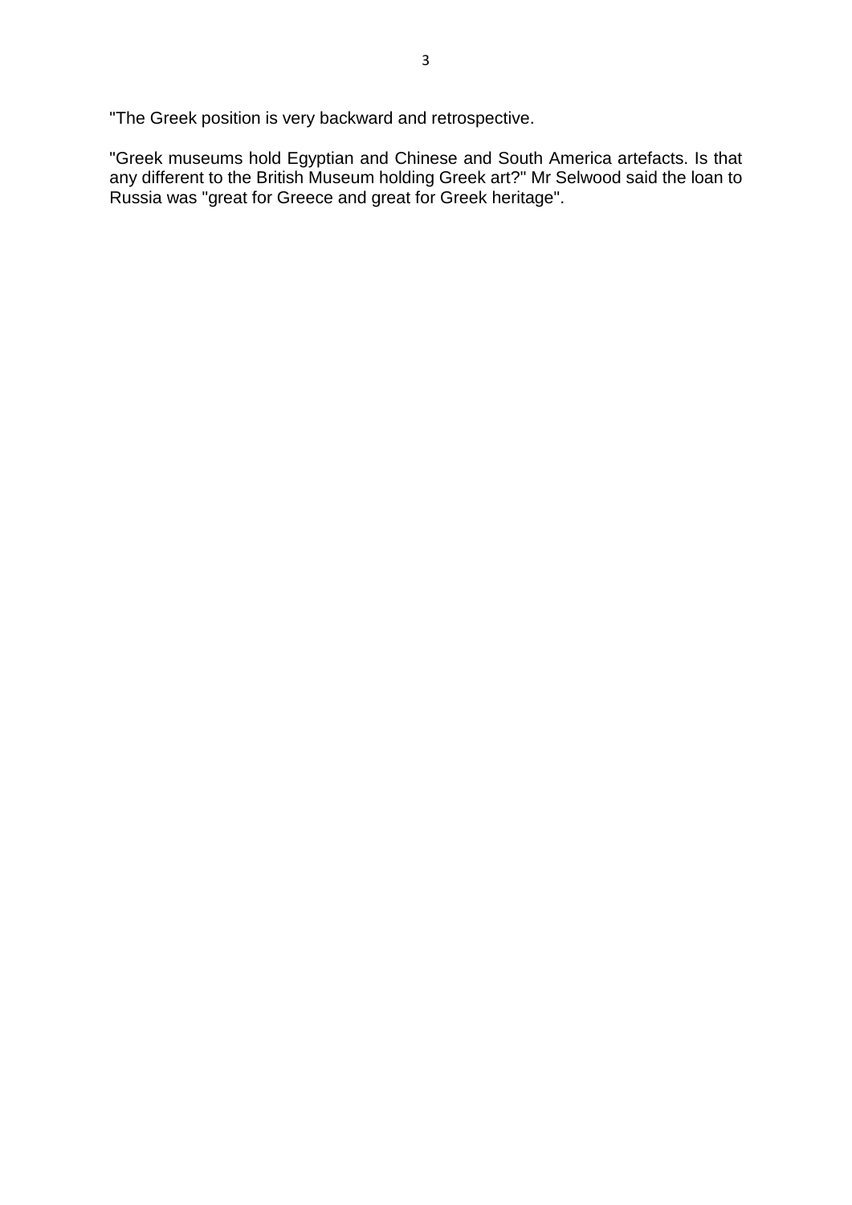"The Greek position is very backward and retrospective.

"Greek museums hold Egyptian and Chinese and South America artefacts. Is that any different to the British Museum holding Greek art?" Mr Selwood said the loan to Russia was "great for Greece and great for Greek heritage".